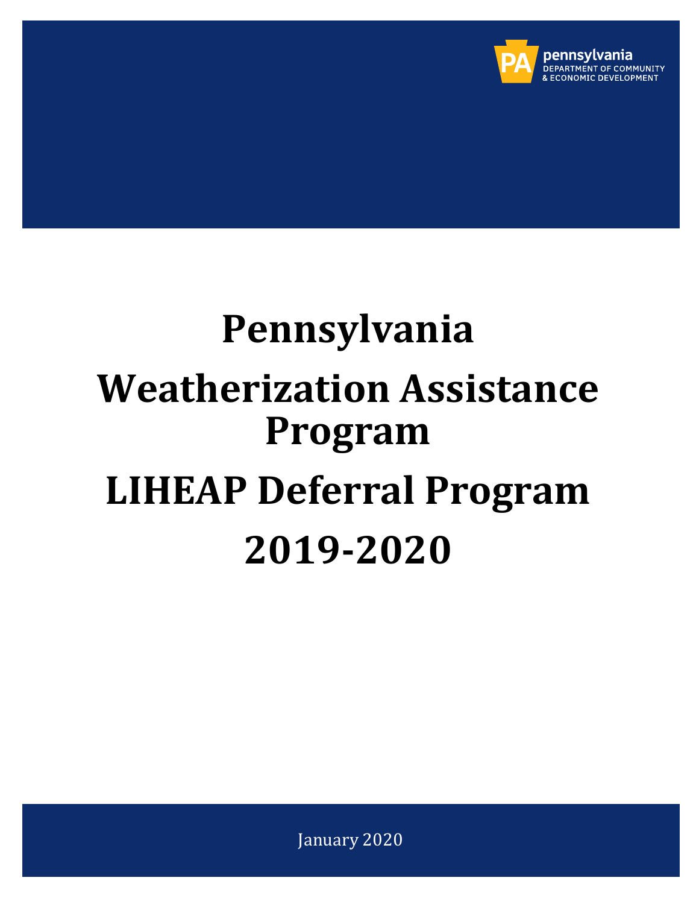pennsylvania
DEPARTMENT OF COMMUNITY
& ECONOMIC DEVELOPMENT

# Pennsylvania

# Weatherization Assistance Program

# LIHEAP Deferral Program

# 2019-2020

January 2020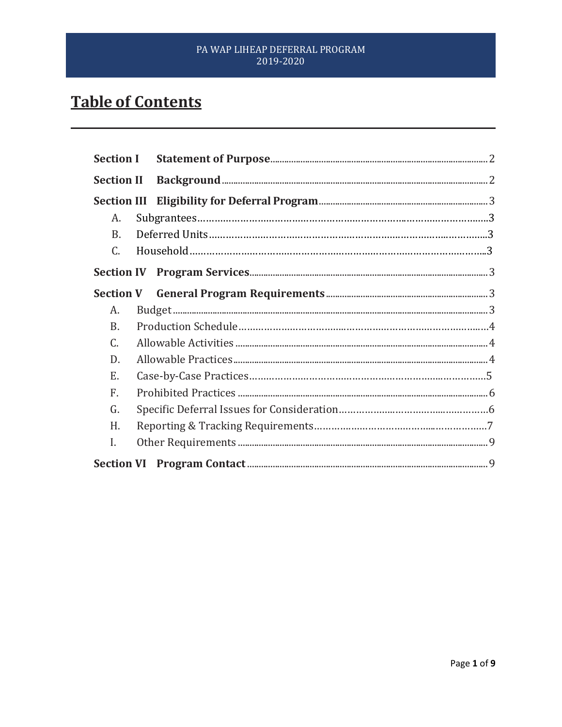# Table of Contents

| | | |
|---|---|---|
| **Section I** | **Statement of Purpose** | 2 |
| **Section II** | **Background** | 2 |
| **Section III** | **Eligibility for Deferral Program** | 3 |
| A. | Subgrantees | 3 |
| B. | Deferred Units | 3 |
| C. | Household | 3 |
| **Section IV** | **Program Services** | 3 |
| **Section V** | **General Program Requirements** | 3 |
| A. | Budget | 3 |
| B. | Production Schedule | 4 |
| C. | Allowable Activities | 4 |
| D. | Allowable Practices | 4 |
| E. | Case-by-Case Practices | 5 |
| F. | Prohibited Practices | 6 |
| G. | Specific Deferral Issues for Consideration | 6 |
| H. | Reporting & Tracking Requirements | 7 |
| I. | Other Requirements | 9 |
| **Section VI** | **Program Contact** | 9 |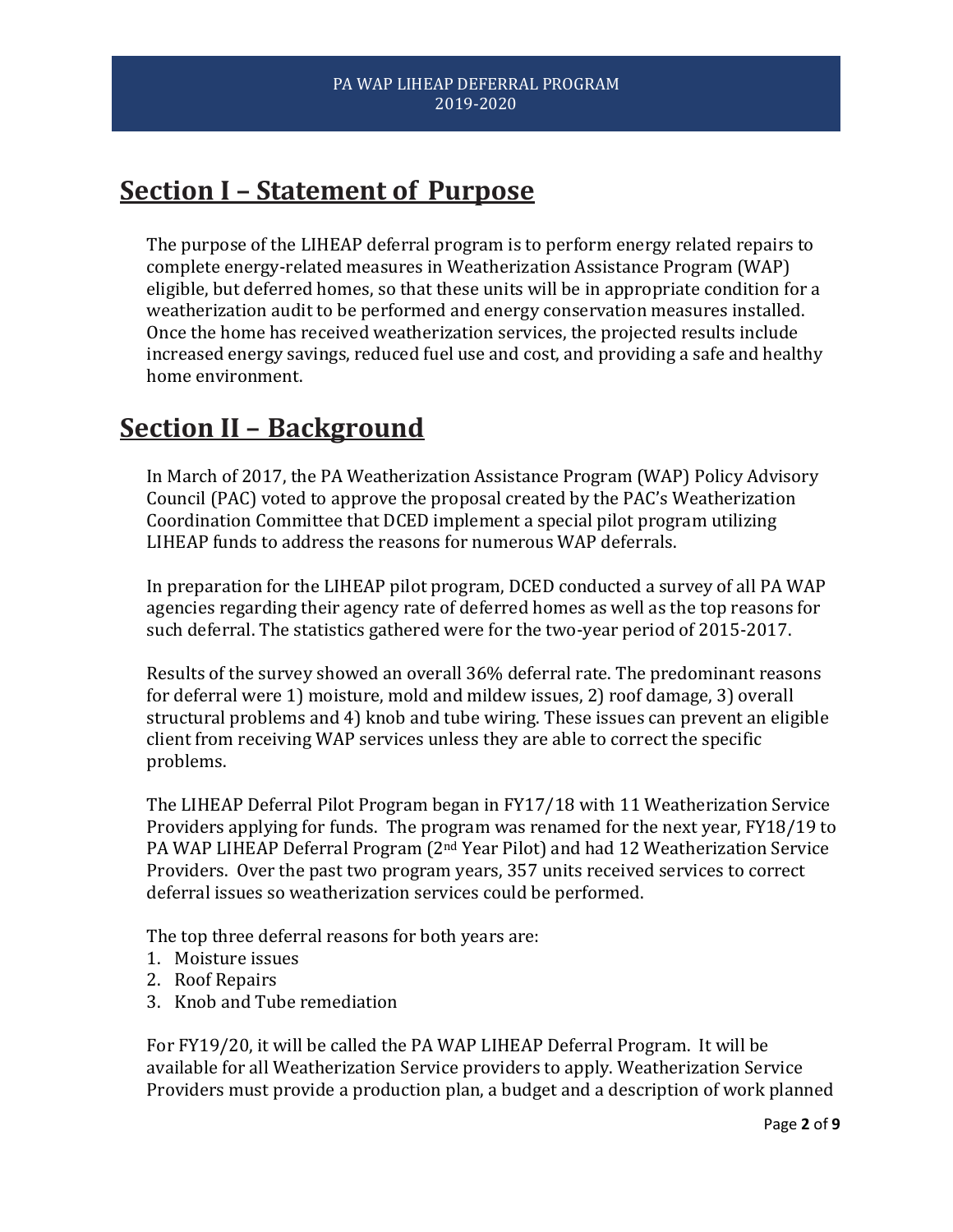## Section I – Statement of Purpose

The purpose of the LIHEAP deferral program is to perform energy related repairs to complete energy-related measures in Weatherization Assistance Program (WAP) eligible, but deferred homes, so that these units will be in appropriate condition for a weatherization audit to be performed and energy conservation measures installed. Once the home has received weatherization services, the projected results include increased energy savings, reduced fuel use and cost, and providing a safe and healthy home environment.

## Section II – Background

In March of 2017, the PA Weatherization Assistance Program (WAP) Policy Advisory Council (PAC) voted to approve the proposal created by the PAC's Weatherization Coordination Committee that DCED implement a special pilot program utilizing LIHEAP funds to address the reasons for numerous WAP deferrals.

In preparation for the LIHEAP pilot program, DCED conducted a survey of all PA WAP agencies regarding their agency rate of deferred homes as well as the top reasons for such deferral. The statistics gathered were for the two-year period of 2015-2017.

Results of the survey showed an overall 36% deferral rate. The predominant reasons for deferral were 1) moisture, mold and mildew issues, 2) roof damage, 3) overall structural problems and 4) knob and tube wiring. These issues can prevent an eligible client from receiving WAP services unless they are able to correct the specific problems.

The LIHEAP Deferral Pilot Program began in FY17/18 with 11 Weatherization Service Providers applying for funds. The program was renamed for the next year, FY18/19 to PA WAP LIHEAP Deferral Program (2nd Year Pilot) and had 12 Weatherization Service Providers. Over the past two program years, 357 units received services to correct deferral issues so weatherization services could be performed.

The top three deferral reasons for both years are:

1. Moisture issues
2. Roof Repairs
3. Knob and Tube remediation

For FY19/20, it will be called the PA WAP LIHEAP Deferral Program. It will be available for all Weatherization Service providers to apply. Weatherization Service Providers must provide a production plan, a budget and a description of work planned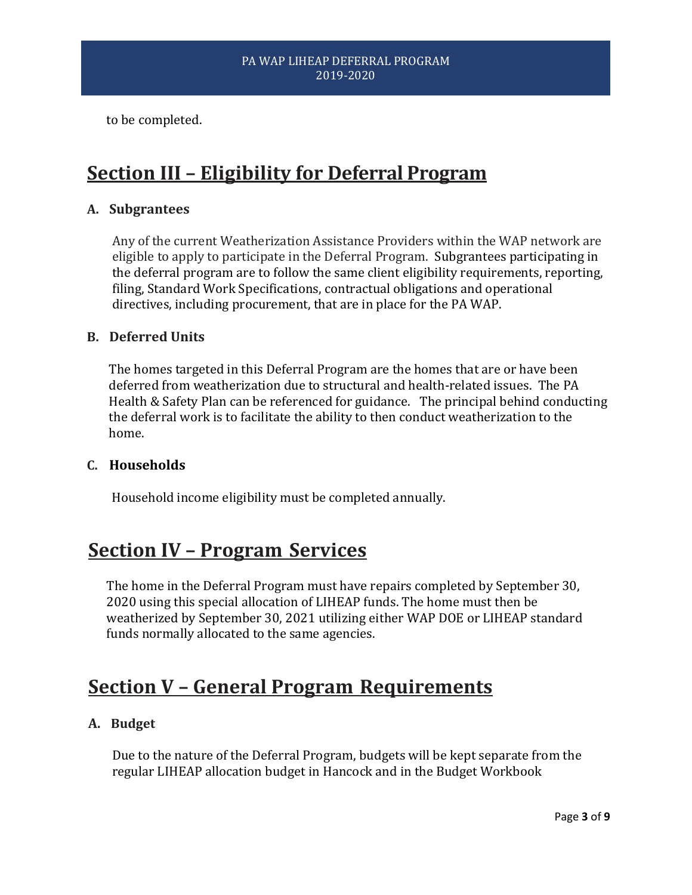to be completed.

## Section III – Eligibility for Deferral Program

### A. Subgrantees

Any of the current Weatherization Assistance Providers within the WAP network are eligible to apply to participate in the Deferral Program. Subgrantees participating in the deferral program are to follow the same client eligibility requirements, reporting, filing, Standard Work Specifications, contractual obligations and operational directives, including procurement, that are in place for the PA WAP.

### B. Deferred Units

The homes targeted in this Deferral Program are the homes that are or have been deferred from weatherization due to structural and health-related issues. The PA Health & Safety Plan can be referenced for guidance. The principal behind conducting the deferral work is to facilitate the ability to then conduct weatherization to the home.

### C. Households

Household income eligibility must be completed annually.

## Section IV – Program Services

The home in the Deferral Program must have repairs completed by September 30, 2020 using this special allocation of LIHEAP funds. The home must then be weatherized by September 30, 2021 utilizing either WAP DOE or LIHEAP standard funds normally allocated to the same agencies.

## Section V – General Program Requirements

### A. Budget

Due to the nature of the Deferral Program, budgets will be kept separate from the regular LIHEAP allocation budget in Hancock and in the Budget Workbook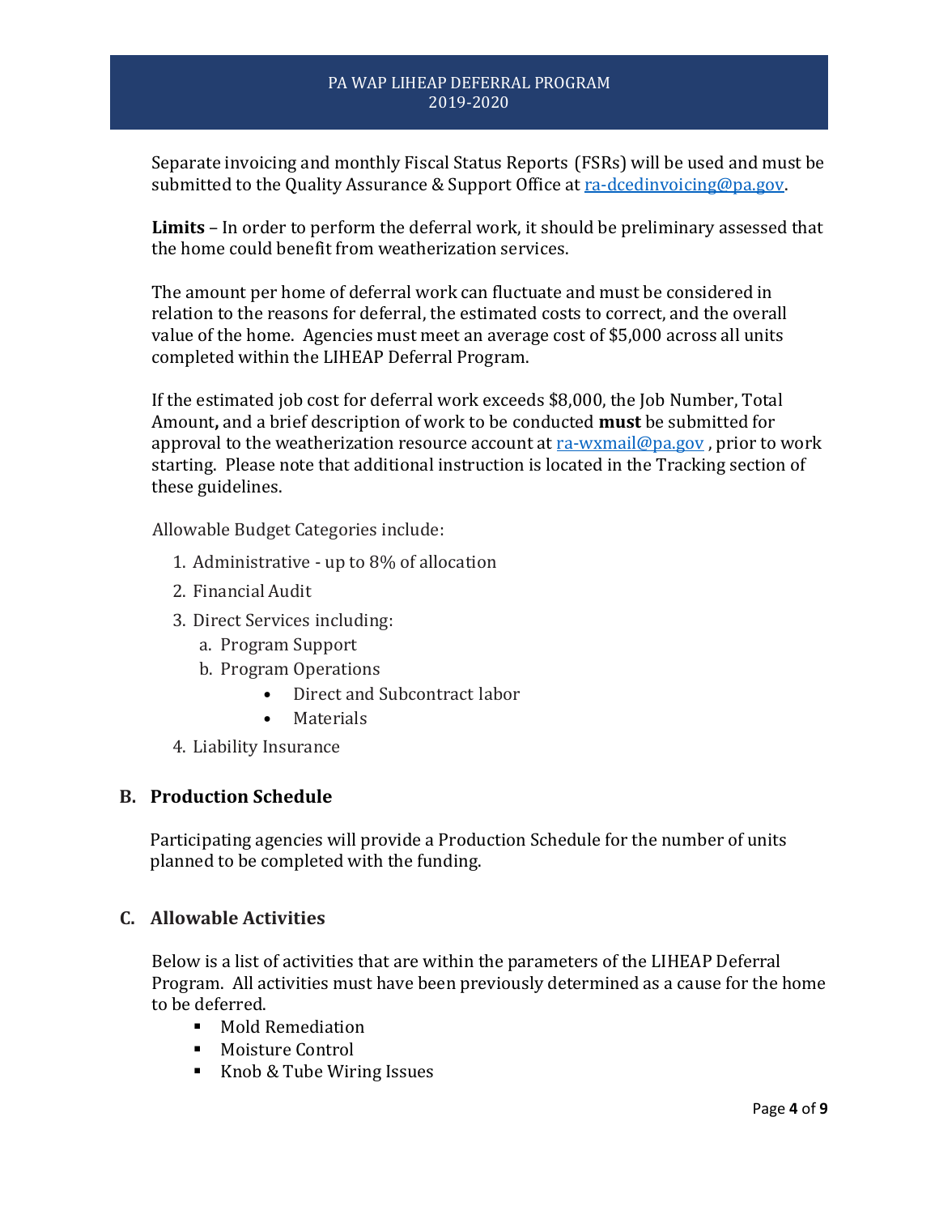Separate invoicing and monthly Fiscal Status Reports (FSRs) will be used and must be submitted to the Quality Assurance & Support Office at ra-dcedinvoicing@pa.gov.

**Limits** – In order to perform the deferral work, it should be preliminary assessed that the home could benefit from weatherization services.

The amount per home of deferral work can fluctuate and must be considered in relation to the reasons for deferral, the estimated costs to correct, and the overall value of the home. Agencies must meet an average cost of $5,000 across all units completed within the LIHEAP Deferral Program.

If the estimated job cost for deferral work exceeds $8,000, the Job Number, Total Amount**,** and a brief description of work to be conducted **must** be submitted for approval to the weatherization resource account at ra-wxmail@pa.gov , prior to work starting. Please note that additional instruction is located in the Tracking section of these guidelines.

Allowable Budget Categories include:

1. Administrative - up to 8% of allocation
2. Financial Audit
3. Direct Services including:
   a. Program Support
   b. Program Operations
      - Direct and Subcontract labor
      - Materials
4. Liability Insurance

## B. Production Schedule

Participating agencies will provide a Production Schedule for the number of units planned to be completed with the funding.

## C. Allowable Activities

Below is a list of activities that are within the parameters of the LIHEAP Deferral Program. All activities must have been previously determined as a cause for the home to be deferred.

- Mold Remediation
- Moisture Control
- Knob & Tube Wiring Issues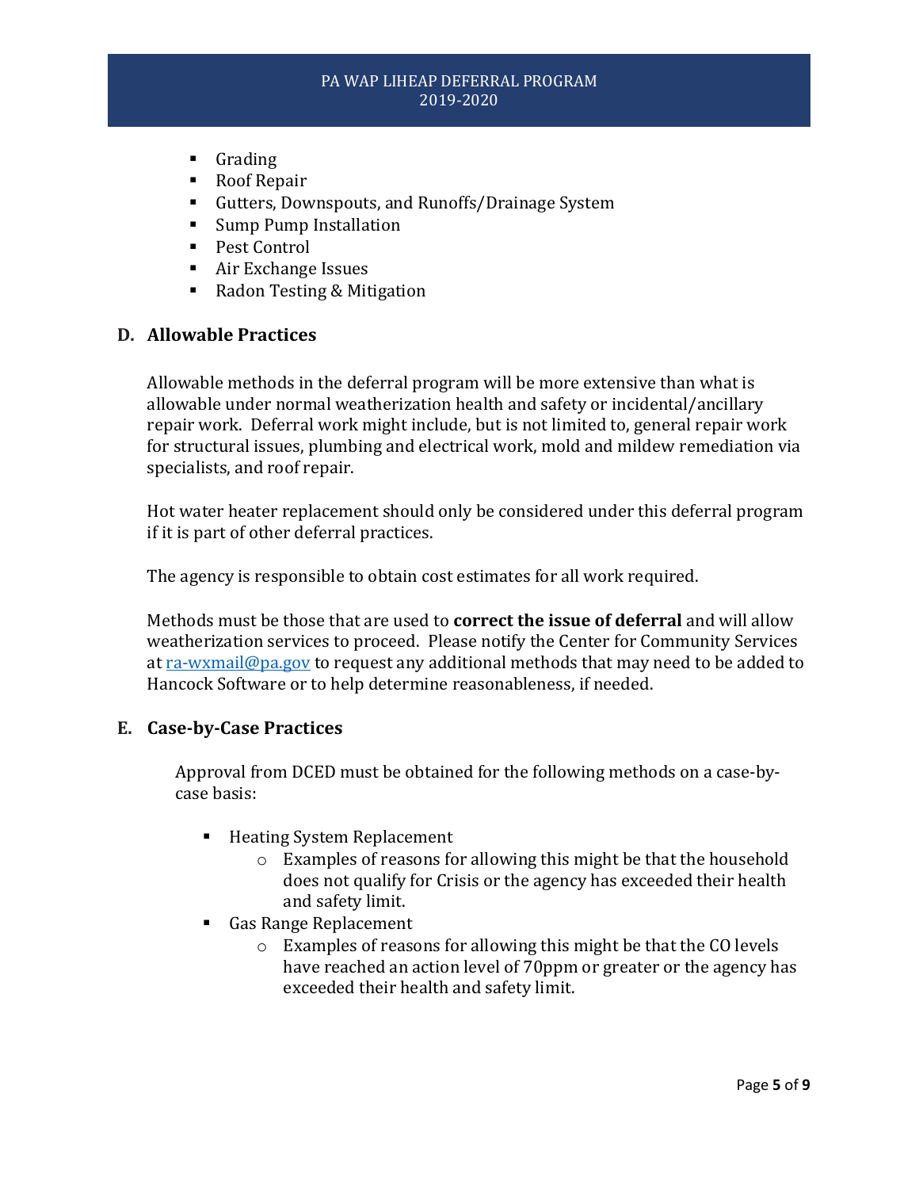- Grading
- Roof Repair
- Gutters, Downspouts, and Runoffs/Drainage System
- Sump Pump Installation
- Pest Control
- Air Exchange Issues
- Radon Testing & Mitigation

## D. Allowable Practices

Allowable methods in the deferral program will be more extensive than what is allowable under normal weatherization health and safety or incidental/ancillary repair work. Deferral work might include, but is not limited to, general repair work for structural issues, plumbing and electrical work, mold and mildew remediation via specialists, and roof repair.

Hot water heater replacement should only be considered under this deferral program if it is part of other deferral practices.

The agency is responsible to obtain cost estimates for all work required.

Methods must be those that are used to **correct the issue of deferral** and will allow weatherization services to proceed. Please notify the Center for Community Services at [ra-wxmail@pa.gov](mailto:ra-wxmail@pa.gov) to request any additional methods that may need to be added to Hancock Software or to help determine reasonableness, if needed.

## E. Case-by-Case Practices

Approval from DCED must be obtained for the following methods on a case-by-case basis:

- Heating System Replacement
  - Examples of reasons for allowing this might be that the household does not qualify for Crisis or the agency has exceeded their health and safety limit.
- Gas Range Replacement
  - Examples of reasons for allowing this might be that the CO levels have reached an action level of 70ppm or greater or the agency has exceeded their health and safety limit.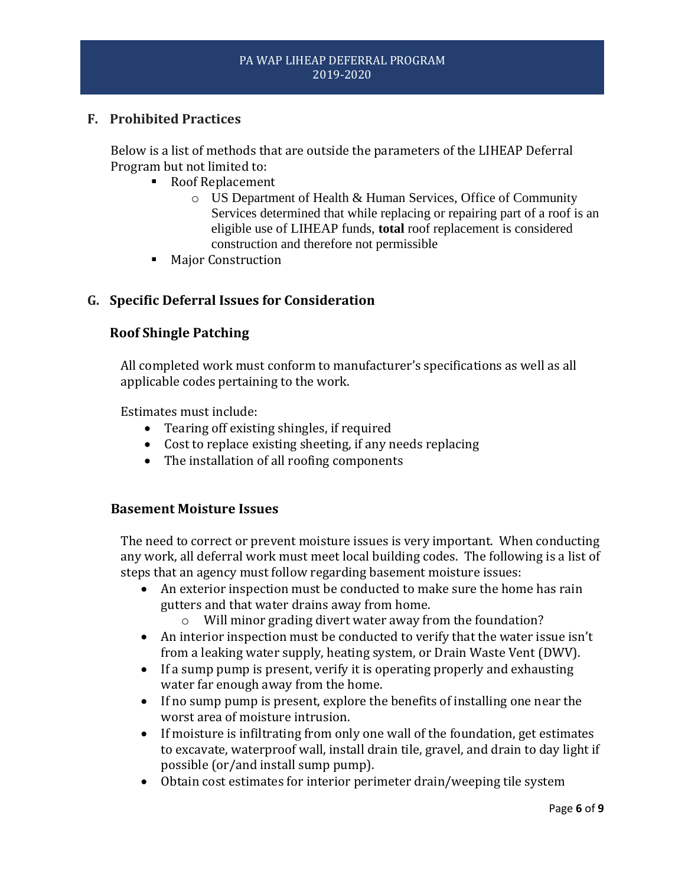## F. Prohibited Practices

Below is a list of methods that are outside the parameters of the LIHEAP Deferral Program but not limited to:

- Roof Replacement
  - US Department of Health & Human Services, Office of Community Services determined that while replacing or repairing part of a roof is an eligible use of LIHEAP funds, **total** roof replacement is considered construction and therefore not permissible
- Major Construction

## G. Specific Deferral Issues for Consideration

### Roof Shingle Patching

All completed work must conform to manufacturer's specifications as well as all applicable codes pertaining to the work.

Estimates must include:

- Tearing off existing shingles, if required
- Cost to replace existing sheeting, if any needs replacing
- The installation of all roofing components

### Basement Moisture Issues

The need to correct or prevent moisture issues is very important. When conducting any work, all deferral work must meet local building codes. The following is a list of steps that an agency must follow regarding basement moisture issues:

- An exterior inspection must be conducted to make sure the home has rain gutters and that water drains away from home.
  - Will minor grading divert water away from the foundation?
- An interior inspection must be conducted to verify that the water issue isn't from a leaking water supply, heating system, or Drain Waste Vent (DWV).
- If a sump pump is present, verify it is operating properly and exhausting water far enough away from the home.
- If no sump pump is present, explore the benefits of installing one near the worst area of moisture intrusion.
- If moisture is infiltrating from only one wall of the foundation, get estimates to excavate, waterproof wall, install drain tile, gravel, and drain to day light if possible (or/and install sump pump).
- Obtain cost estimates for interior perimeter drain/weeping tile system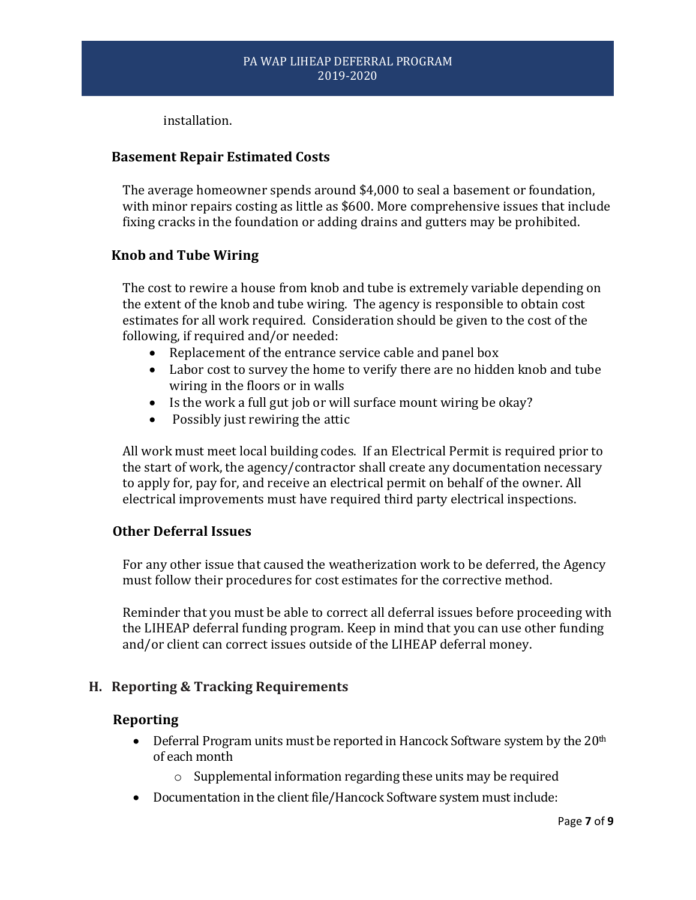installation.

### Basement Repair Estimated Costs

The average homeowner spends around $4,000 to seal a basement or foundation, with minor repairs costing as little as $600. More comprehensive issues that include fixing cracks in the foundation or adding drains and gutters may be prohibited.

### Knob and Tube Wiring

The cost to rewire a house from knob and tube is extremely variable depending on the extent of the knob and tube wiring. The agency is responsible to obtain cost estimates for all work required. Consideration should be given to the cost of the following, if required and/or needed:

- Replacement of the entrance service cable and panel box
- Labor cost to survey the home to verify there are no hidden knob and tube wiring in the floors or in walls
- Is the work a full gut job or will surface mount wiring be okay?
- Possibly just rewiring the attic

All work must meet local building codes. If an Electrical Permit is required prior to the start of work, the agency/contractor shall create any documentation necessary to apply for, pay for, and receive an electrical permit on behalf of the owner. All electrical improvements must have required third party electrical inspections.

### Other Deferral Issues

For any other issue that caused the weatherization work to be deferred, the Agency must follow their procedures for cost estimates for the corrective method.

Reminder that you must be able to correct all deferral issues before proceeding with the LIHEAP deferral funding program. Keep in mind that you can use other funding and/or client can correct issues outside of the LIHEAP deferral money.

## H. Reporting & Tracking Requirements

### Reporting

- Deferral Program units must be reported in Hancock Software system by the 20th of each month
    - Supplemental information regarding these units may be required
- Documentation in the client file/Hancock Software system must include: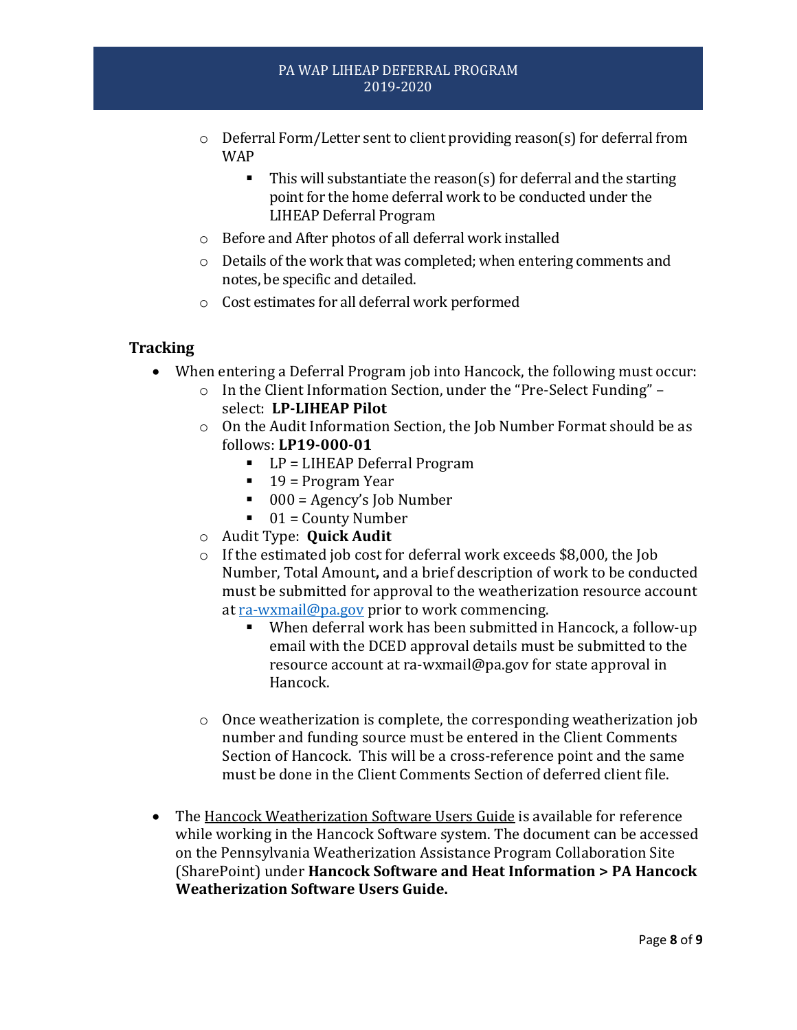- Deferral Form/Letter sent to client providing reason(s) for deferral from WAP
  - This will substantiate the reason(s) for deferral and the starting point for the home deferral work to be conducted under the LIHEAP Deferral Program
- Before and After photos of all deferral work installed
- Details of the work that was completed; when entering comments and notes, be specific and detailed.
- Cost estimates for all deferral work performed

## Tracking

- When entering a Deferral Program job into Hancock, the following must occur:
  - In the Client Information Section, under the "Pre-Select Funding" – select: **LP-LIHEAP Pilot**
  - On the Audit Information Section, the Job Number Format should be as follows: **LP19-000-01**
    - LP = LIHEAP Deferral Program
    - 19 = Program Year
    - 000 = Agency's Job Number
    - 01 = County Number
  - Audit Type: **Quick Audit**
  - If the estimated job cost for deferral work exceeds $8,000, the Job Number, Total Amount**,** and a brief description of work to be conducted must be submitted for approval to the weatherization resource account at [ra-wxmail@pa.gov](mailto:ra-wxmail@pa.gov) prior to work commencing.
    - When deferral work has been submitted in Hancock, a follow-up email with the DCED approval details must be submitted to the resource account at ra-wxmail@pa.gov for state approval in Hancock.
  - Once weatherization is complete, the corresponding weatherization job number and funding source must be entered in the Client Comments Section of Hancock. This will be a cross-reference point and the same must be done in the Client Comments Section of deferred client file.

- The Hancock Weatherization Software Users Guide is available for reference while working in the Hancock Software system. The document can be accessed on the Pennsylvania Weatherization Assistance Program Collaboration Site (SharePoint) under **Hancock Software and Heat Information > PA Hancock Weatherization Software Users Guide.**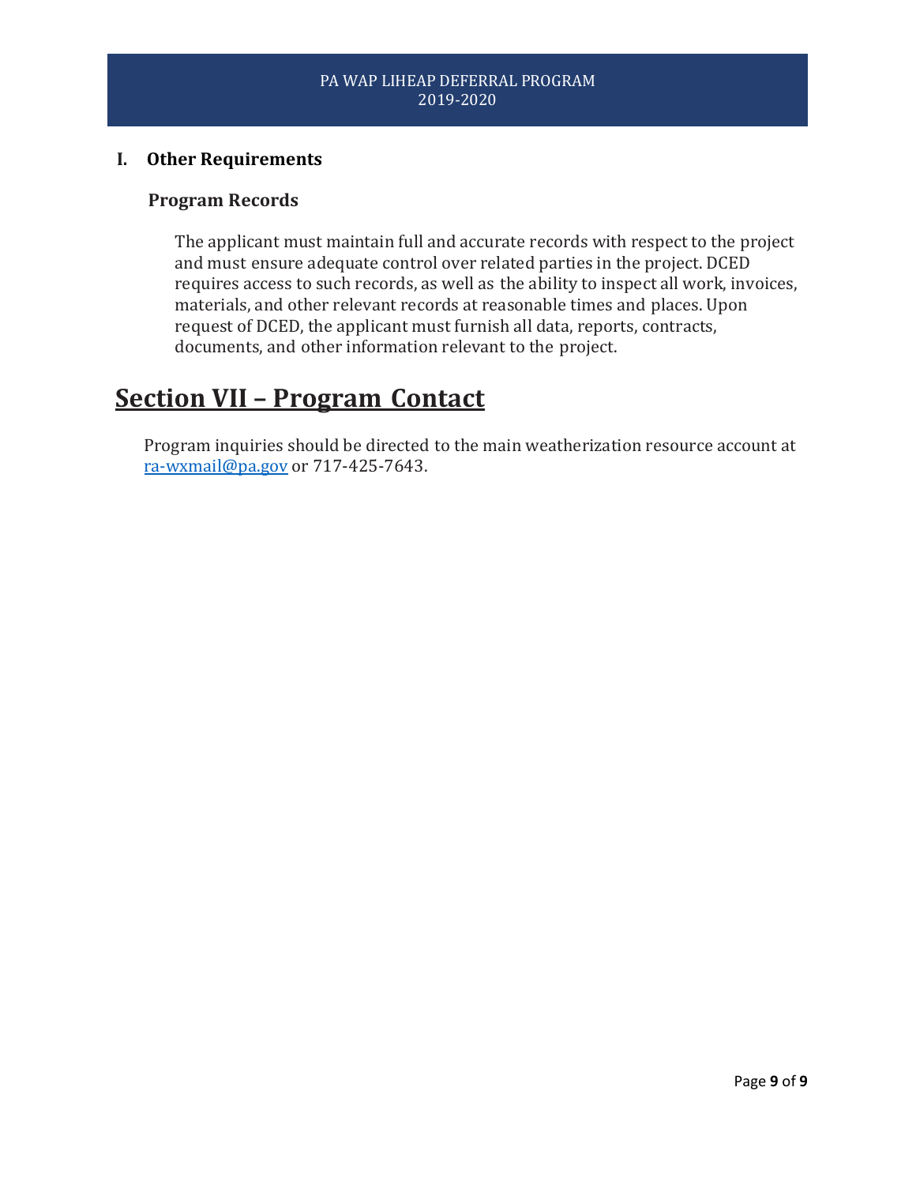## I. Other Requirements

### Program Records

The applicant must maintain full and accurate records with respect to the project and must ensure adequate control over related parties in the project. DCED requires access to such records, as well as the ability to inspect all work, invoices, materials, and other relevant records at reasonable times and places. Upon request of DCED, the applicant must furnish all data, reports, contracts, documents, and other information relevant to the project.

# Section VII – Program Contact

Program inquiries should be directed to the main weatherization resource account at [ra-wxmail@pa.gov](mailto:ra-wxmail@pa.gov) or 717-425-7643.